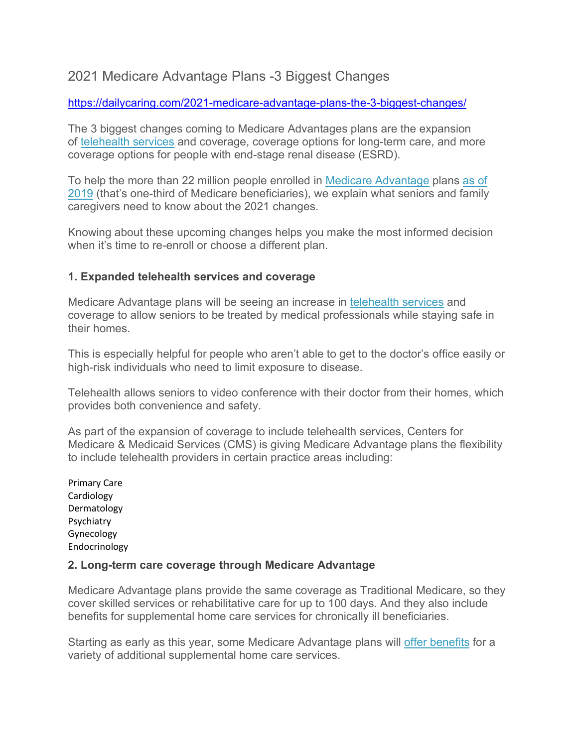# 2021 Medicare Advantage Plans -3 Biggest Changes

https://dailycaring.com/2021-medicare-advantage-plans-the-3-biggest-changes/

The 3 biggest changes coming to Medicare Advantages plans are the expansion of telehealth services and coverage, coverage options for long-term care, and more coverage options for people with end-stage renal disease (ESRD).

To help the more than 22 million people enrolled in Medicare Advantage plans as of 2019 (that's one-third of Medicare beneficiaries), we explain what seniors and family caregivers need to know about the 2021 changes.

Knowing about these upcoming changes helps you make the most informed decision when it's time to re-enroll or choose a different plan.

### 1. Expanded telehealth services and coverage

Medicare Advantage plans will be seeing an increase in telehealth services and coverage to allow seniors to be treated by medical professionals while staying safe in their homes.

This is especially helpful for people who aren't able to get to the doctor's office easily or high-risk individuals who need to limit exposure to disease.

Telehealth allows seniors to video conference with their doctor from their homes, which provides both convenience and safety.

As part of the expansion of coverage to include telehealth services, Centers for Medicare & Medicaid Services (CMS) is giving Medicare Advantage plans the flexibility to include telehealth providers in certain practice areas including:

Primary Care
Cardiology
Dermatology
Psychiatry
Gynecology
Endocrinology

### 2. Long-term care coverage through Medicare Advantage

Medicare Advantage plans provide the same coverage as Traditional Medicare, so they cover skilled services or rehabilitative care for up to 100 days. And they also include benefits for supplemental home care services for chronically ill beneficiaries.

Starting as early as this year, some Medicare Advantage plans will offer benefits for a variety of additional supplemental home care services.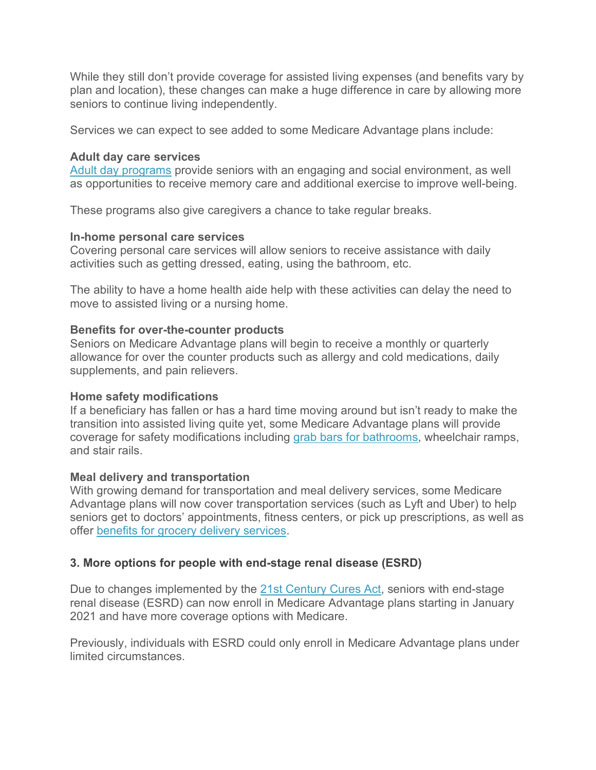While they still don't provide coverage for assisted living expenses (and benefits vary by plan and location), these changes can make a huge difference in care by allowing more seniors to continue living independently.

Services we can expect to see added to some Medicare Advantage plans include:

**Adult day care services**
[Adult day programs](#) provide seniors with an engaging and social environment, as well as opportunities to receive memory care and additional exercise to improve well-being.

These programs also give caregivers a chance to take regular breaks.

**In-home personal care services**
Covering personal care services will allow seniors to receive assistance with daily activities such as getting dressed, eating, using the bathroom, etc.

The ability to have a home health aide help with these activities can delay the need to move to assisted living or a nursing home.

**Benefits for over-the-counter products**
Seniors on Medicare Advantage plans will begin to receive a monthly or quarterly allowance for over the counter products such as allergy and cold medications, daily supplements, and pain relievers.

**Home safety modifications**
If a beneficiary has fallen or has a hard time moving around but isn't ready to make the transition into assisted living quite yet, some Medicare Advantage plans will provide coverage for safety modifications including [grab bars for bathrooms](#), wheelchair ramps, and stair rails.

**Meal delivery and transportation**
With growing demand for transportation and meal delivery services, some Medicare Advantage plans will now cover transportation services (such as Lyft and Uber) to help seniors get to doctors' appointments, fitness centers, or pick up prescriptions, as well as offer [benefits for grocery delivery services](#).

### 3. More options for people with end-stage renal disease (ESRD)

Due to changes implemented by the [21st Century Cures Act](#), seniors with end-stage renal disease (ESRD) can now enroll in Medicare Advantage plans starting in January 2021 and have more coverage options with Medicare.

Previously, individuals with ESRD could only enroll in Medicare Advantage plans under limited circumstances.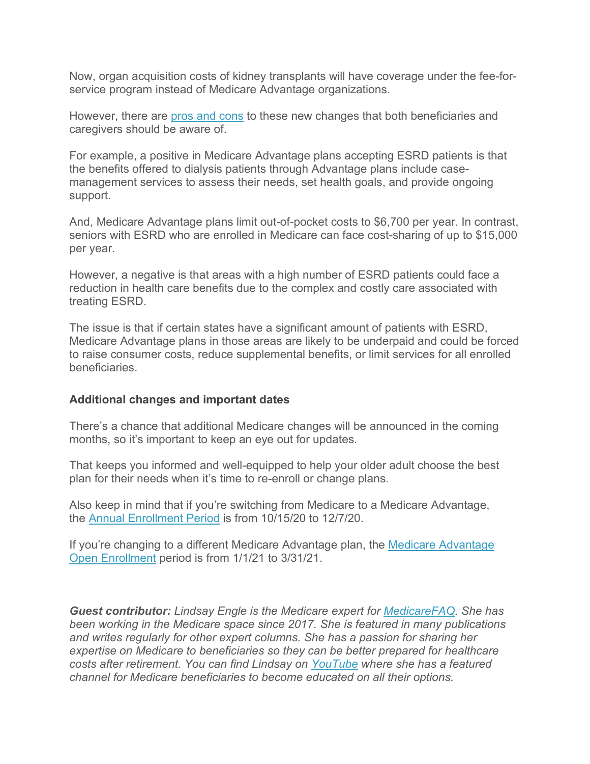Now, organ acquisition costs of kidney transplants will have coverage under the fee-for-service program instead of Medicare Advantage organizations.

However, there are [pros and cons] to these new changes that both beneficiaries and caregivers should be aware of.

For example, a positive in Medicare Advantage plans accepting ESRD patients is that the benefits offered to dialysis patients through Advantage plans include case-management services to assess their needs, set health goals, and provide ongoing support.

And, Medicare Advantage plans limit out-of-pocket costs to $6,700 per year. In contrast, seniors with ESRD who are enrolled in Medicare can face cost-sharing of up to $15,000 per year.

However, a negative is that areas with a high number of ESRD patients could face a reduction in health care benefits due to the complex and costly care associated with treating ESRD.

The issue is that if certain states have a significant amount of patients with ESRD, Medicare Advantage plans in those areas are likely to be underpaid and could be forced to raise consumer costs, reduce supplemental benefits, or limit services for all enrolled beneficiaries.

**Additional changes and important dates**

There's a chance that additional Medicare changes will be announced in the coming months, so it's important to keep an eye out for updates.

That keeps you informed and well-equipped to help your older adult choose the best plan for their needs when it's time to re-enroll or change plans.

Also keep in mind that if you're switching from Medicare to a Medicare Advantage, the Annual Enrollment Period is from 10/15/20 to 12/7/20.

If you're changing to a different Medicare Advantage plan, the Medicare Advantage Open Enrollment period is from 1/1/21 to 3/31/21.

***Guest contributor:*** *Lindsay Engle is the Medicare expert for MedicareFAQ. She has been working in the Medicare space since 2017. She is featured in many publications and writes regularly for other expert columns. She has a passion for sharing her expertise on Medicare to beneficiaries so they can be better prepared for healthcare costs after retirement. You can find Lindsay on YouTube where she has a featured channel for Medicare beneficiaries to become educated on all their options.*